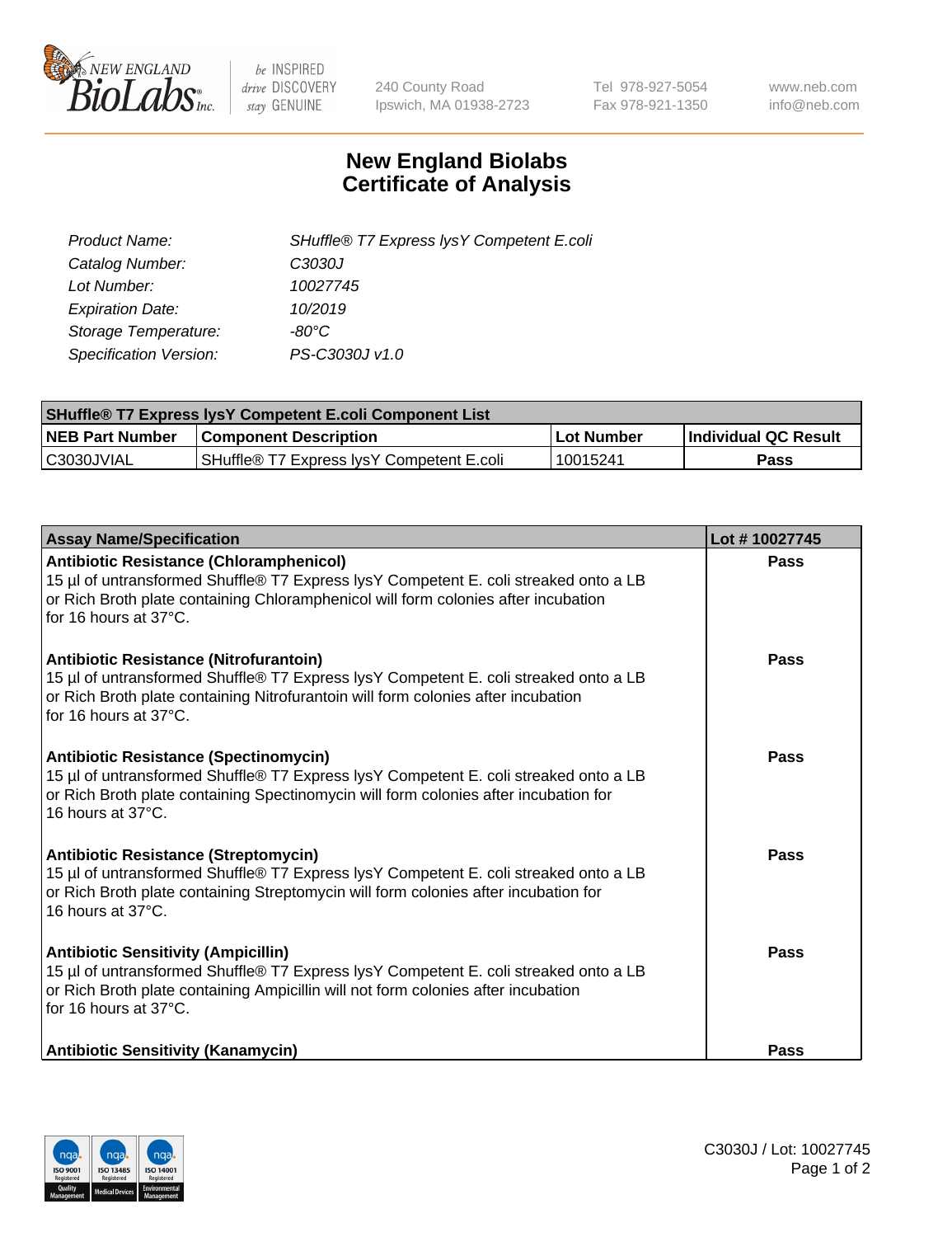240 County Road
Ipswich, MA 01938-2723

Tel 978-927-5054
Fax 978-921-1350

www.neb.com
info@neb.com

# New England Biolabs
# Certificate of Analysis

| | |
|---|---|
| *Product Name:* | *SHuffle® T7 Express lysY Competent E.coli* |
| *Catalog Number:* | *C3030J* |
| *Lot Number:* | *10027745* |
| *Expiration Date:* | *10/2019* |
| *Storage Temperature:* | *-80°C* |
| *Specification Version:* | *PS-C3030J v1.0* |

| SHuffle® T7 Express lysY Competent E.coli Component List | | | |
|---|---|---|---|
| **NEB Part Number** | **Component Description** | **Lot Number** | **Individual QC Result** |
| C3030JVIAL | SHuffle® T7 Express lysY Competent E.coli | 10015241 | **Pass** |

| Assay Name/Specification | Lot # 10027745 |
|---|---|
| **Antibiotic Resistance (Chloramphenicol)**<br>15 µl of untransformed Shuffle® T7 Express lysY Competent E. coli streaked onto a LB or Rich Broth plate containing Chloramphenicol will form colonies after incubation for 16 hours at 37°C. | **Pass** |
| **Antibiotic Resistance (Nitrofurantoin)**<br>15 µl of untransformed Shuffle® T7 Express lysY Competent E. coli streaked onto a LB or Rich Broth plate containing Nitrofurantoin will form colonies after incubation for 16 hours at 37°C. | **Pass** |
| **Antibiotic Resistance (Spectinomycin)**<br>15 µl of untransformed Shuffle® T7 Express lysY Competent E. coli streaked onto a LB or Rich Broth plate containing Spectinomycin will form colonies after incubation for 16 hours at 37°C. | **Pass** |
| **Antibiotic Resistance (Streptomycin)**<br>15 µl of untransformed Shuffle® T7 Express lysY Competent E. coli streaked onto a LB or Rich Broth plate containing Streptomycin will form colonies after incubation for 16 hours at 37°C. | **Pass** |
| **Antibiotic Sensitivity (Ampicillin)**<br>15 µl of untransformed Shuffle® T7 Express lysY Competent E. coli streaked onto a LB or Rich Broth plate containing Ampicillin will not form colonies after incubation for 16 hours at 37°C. | **Pass** |
| **Antibiotic Sensitivity (Kanamycin)** | **Pass** |

C3030J / Lot: 10027745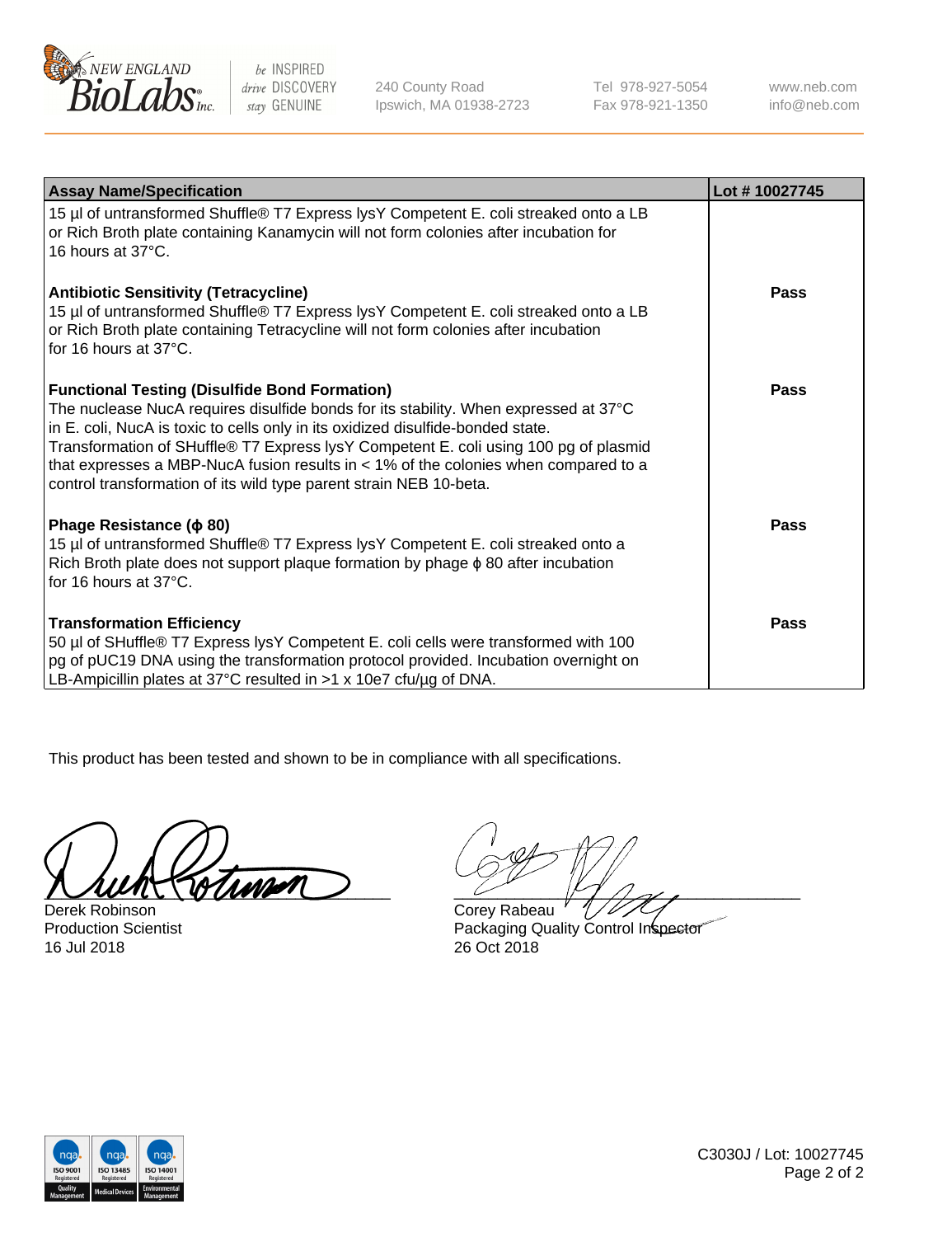| Assay Name/Specification | Lot # 10027745 |
| --- | --- |
| 15 µl of untransformed Shuffle® T7 Express lysY Competent E. coli streaked onto a LB or Rich Broth plate containing Kanamycin will not form colonies after incubation for 16 hours at 37°C. | |
| **Antibiotic Sensitivity (Tetracycline)**<br>15 µl of untransformed Shuffle® T7 Express lysY Competent E. coli streaked onto a LB or Rich Broth plate containing Tetracycline will not form colonies after incubation for 16 hours at 37°C. | **Pass** |
| **Functional Testing (Disulfide Bond Formation)**<br>The nuclease NucA requires disulfide bonds for its stability. When expressed at 37°C in E. coli, NucA is toxic to cells only in its oxidized disulfide-bonded state. Transformation of SHuffle® T7 Express lysY Competent E. coli using 100 pg of plasmid that expresses a MBP-NucA fusion results in < 1% of the colonies when compared to a control transformation of its wild type parent strain NEB 10-beta. | **Pass** |
| **Phage Resistance (ϕ 80)**<br>15 µl of untransformed Shuffle® T7 Express lysY Competent E. coli streaked onto a Rich Broth plate does not support plaque formation by phage ϕ 80 after incubation for 16 hours at 37°C. | **Pass** |
| **Transformation Efficiency**<br>50 µl of SHuffle® T7 Express lysY Competent E. coli cells were transformed with 100 pg of pUC19 DNA using the transformation protocol provided. Incubation overnight on LB-Ampicillin plates at 37°C resulted in >1 x 10e7 cfu/µg of DNA. | **Pass** |

This product has been tested and shown to be in compliance with all specifications.

Derek Robinson
Production Scientist
16 Jul 2018

Corey Rabeau
Packaging Quality Control Inspector
26 Oct 2018

C3030J / Lot: 10027745